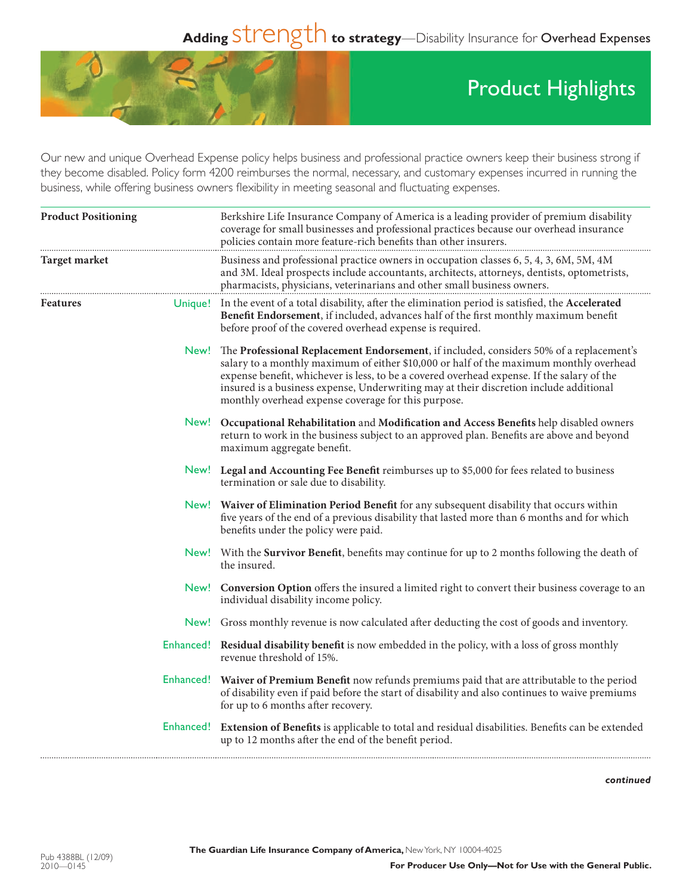# Adding strength to strategy—Disability Insurance for Overhead Expenses

## Product Highlights

Our new and unique Overhead Expense policy helps business and professional practice owners keep their business strong if they become disabled. Policy form 4200 reimburses the normal, necessary, and customary expenses incurred in running the business, while offering business owners flexibility in meeting seasonal and fluctuating expenses.

**Product Positioning**

Berkshire Life Insurance Company of America is a leading provider of premium disability coverage for small businesses and professional practices because our overhead insurance policies contain more feature-rich benefits than other insurers.

**Target market**

Business and professional practice owners in occupation classes 6, 5, 4, 3, 6M, 5M, 4M and 3M. Ideal prospects include accountants, architects, attorneys, dentists, optometrists, pharmacists, physicians, veterinarians and other small business owners.

**Features**

- Unique! In the event of a total disability, after the elimination period is satisfied, the **Accelerated Benefit Endorsement**, if included, advances half of the first monthly maximum benefit before proof of the covered overhead expense is required.
- New! The **Professional Replacement Endorsement**, if included, considers 50% of a replacement's salary to a monthly maximum of either $10,000 or half of the maximum monthly overhead expense benefit, whichever is less, to be a covered overhead expense. If the salary of the insured is a business expense, Underwriting may at their discretion include additional monthly overhead expense coverage for this purpose.
- New! **Occupational Rehabilitation** and **Modification and Access Benefits** help disabled owners return to work in the business subject to an approved plan. Benefits are above and beyond maximum aggregate benefit.
- New! **Legal and Accounting Fee Benefit** reimburses up to $5,000 for fees related to business termination or sale due to disability.
- New! **Waiver of Elimination Period Benefit** for any subsequent disability that occurs within five years of the end of a previous disability that lasted more than 6 months and for which benefits under the policy were paid.
- New! With the **Survivor Benefit**, benefits may continue for up to 2 months following the death of the insured.
- New! **Conversion Option** offers the insured a limited right to convert their business coverage to an individual disability income policy.
- New! Gross monthly revenue is now calculated after deducting the cost of goods and inventory.
- Enhanced! **Residual disability benefit** is now embedded in the policy, with a loss of gross monthly revenue threshold of 15%.
- Enhanced! **Waiver of Premium Benefit** now refunds premiums paid that are attributable to the period of disability even if paid before the start of disability and also continues to waive premiums for up to 6 months after recovery.
- Enhanced! **Extension of Benefits** is applicable to total and residual disabilities. Benefits can be extended up to 12 months after the end of the benefit period.

*continued*

Pub 4388BL (12/09)
2010—0145

**The Guardian Life Insurance Company of America,** New York, NY 10004-4025

**For Producer Use Only—Not for Use with the General Public.**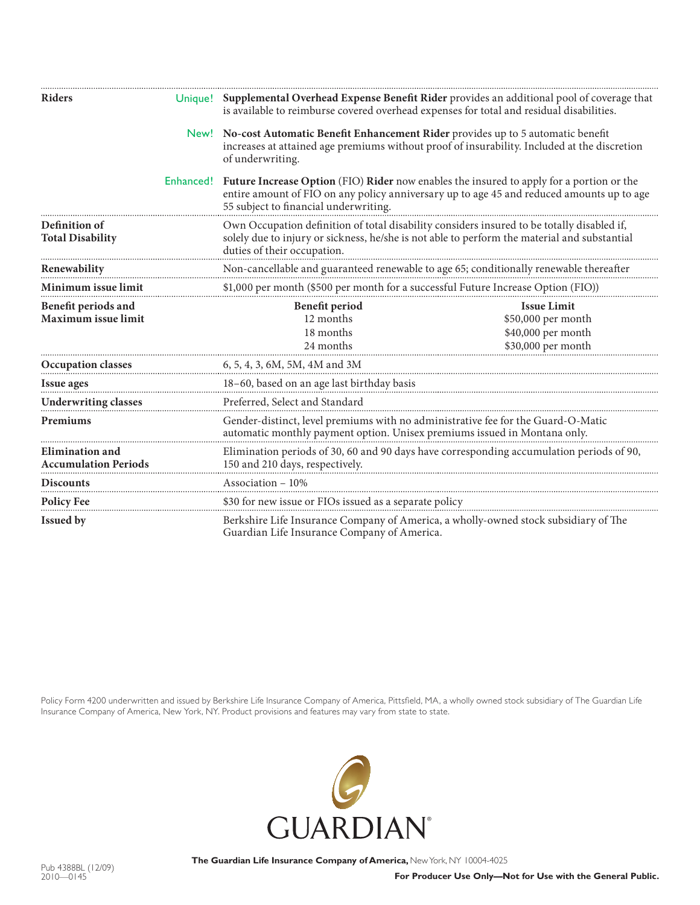| | | |
|---|---|---|
| **Riders** | Unique! | **Supplemental Overhead Expense Benefit Rider** provides an additional pool of coverage that is available to reimburse covered overhead expenses for total and residual disabilities. |
| | New! | **No-cost Automatic Benefit Enhancement Rider** provides up to 5 automatic benefit increases at attained age premiums without proof of insurability. Included at the discretion of underwriting. |
| | Enhanced! | **Future Increase Option** (FIO) **Rider** now enables the insured to apply for a portion or the entire amount of FIO on any policy anniversary up to age 45 and reduced amounts up to age 55 subject to financial underwriting. |
| **Definition of Total Disability** | | Own Occupation definition of total disability considers insured to be totally disabled if, solely due to injury or sickness, he/she is not able to perform the material and substantial duties of their occupation. |
| **Renewability** | | Non-cancellable and guaranteed renewable to age 65; conditionally renewable thereafter |
| **Minimum issue limit** | | $1,000 per month ($500 per month for a successful Future Increase Option (FIO)) |
| **Benefit periods and Maximum issue limit** | | **Benefit period** – **Issue Limit**<br>12 months – $50,000 per month<br>18 months – $40,000 per month<br>24 months – $30,000 per month |
| **Occupation classes** | | 6, 5, 4, 3, 6M, 5M, 4M and 3M |
| **Issue ages** | | 18–60, based on an age last birthday basis |
| **Underwriting classes** | | Preferred, Select and Standard |
| **Premiums** | | Gender-distinct, level premiums with no administrative fee for the Guard-O-Matic automatic monthly payment option. Unisex premiums issued in Montana only. |
| **Elimination and Accumulation Periods** | | Elimination periods of 30, 60 and 90 days have corresponding accumulation periods of 90, 150 and 210 days, respectively. |
| **Discounts** | | Association – 10% |
| **Policy Fee** | | $30 for new issue or FIOs issued as a separate policy |
| **Issued by** | | Berkshire Life Insurance Company of America, a wholly-owned stock subsidiary of The Guardian Life Insurance Company of America. |

Policy Form 4200 underwritten and issued by Berkshire Life Insurance Company of America, Pittsfield, MA, a wholly owned stock subsidiary of The Guardian Life Insurance Company of America, New York, NY. Product provisions and features may vary from state to state.

GUARDIAN®

**The Guardian Life Insurance Company of America,** New York, NY 10004-4025

Pub 4388BL (12/09)
2010—0145

**For Producer Use Only—Not for Use with the General Public.**